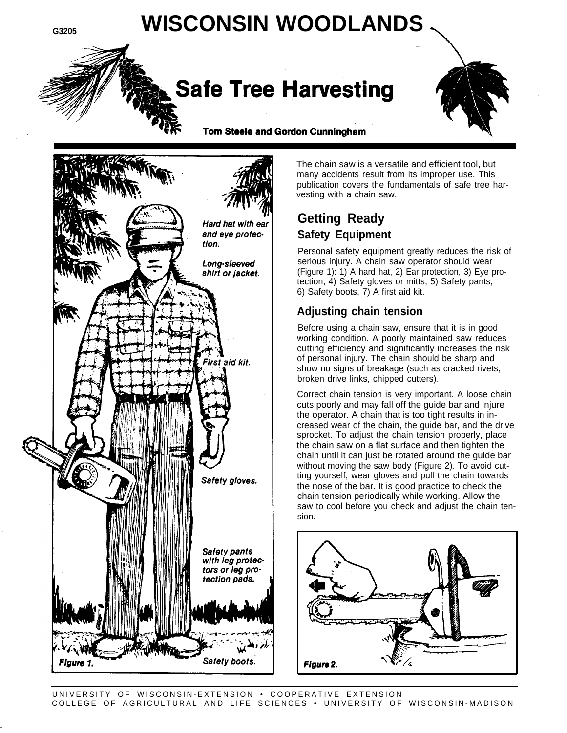G3205

# WISCONSIN WOODLANDS

## Safe Tree Harvesting

**Tom Steele and Gordon Cunningham**

*Hard hat with ear and eye protection.*

*Long-sleeved shirt or jacket.*

*First aid kit.*

*Safety gloves.*

*Safety pants with leg protectors or leg protection pads.*

*Safety boots.*

**Figure 1.**

The chain saw is a versatile and efficient tool, but many accidents result from its improper use. This publication covers the fundamentals of safe tree harvesting with a chain saw.

## Getting Ready

### Safety Equipment

Personal safety equipment greatly reduces the risk of serious injury. A chain saw operator should wear (Figure 1): 1) A hard hat, 2) Ear protection, 3) Eye protection, 4) Safety gloves or mitts, 5) Safety pants, 6) Safety boots, 7) A first aid kit.

### Adjusting chain tension

Before using a chain saw, ensure that it is in good working condition. A poorly maintained saw reduces cutting efficiency and significantly increases the risk of personal injury. The chain should be sharp and show no signs of breakage (such as cracked rivets, broken drive links, chipped cutters).

Correct chain tension is very important. A loose chain cuts poorly and may fall off the guide bar and injure the operator. A chain that is too tight results in increased wear of the chain, the guide bar, and the drive sprocket. To adjust the chain tension properly, place the chain saw on a flat surface and then tighten the chain until it can just be rotated around the guide bar without moving the saw body (Figure 2). To avoid cutting yourself, wear gloves and pull the chain towards the nose of the bar. It is good practice to check the chain tension periodically while working. Allow the saw to cool before you check and adjust the chain tension.

**Figure 2.**

UNIVERSITY OF WISCONSIN-EXTENSION • COOPERATIVE EXTENSION
COLLEGE OF AGRICULTURAL AND LIFE SCIENCES • UNIVERSITY OF WISCONSIN-MADISON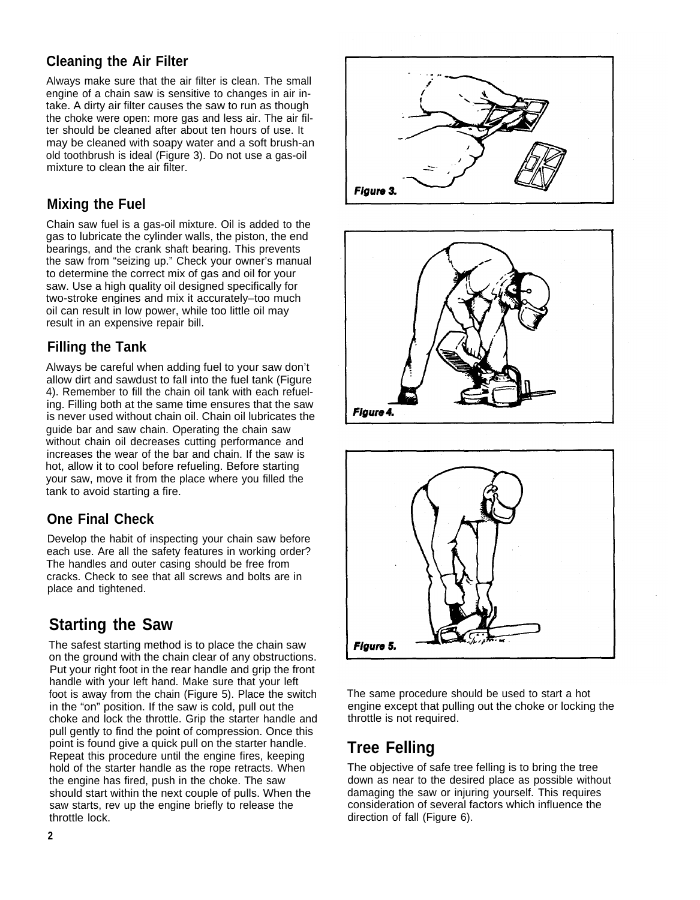### Cleaning the Air Filter

Always make sure that the air filter is clean. The small engine of a chain saw is sensitive to changes in air intake. A dirty air filter causes the saw to run as though the choke were open: more gas and less air. The air filter should be cleaned after about ten hours of use. It may be cleaned with soapy water and a soft brush-an old toothbrush is ideal (Figure 3). Do not use a gas-oil mixture to clean the air filter.

### Mixing the Fuel

Chain saw fuel is a gas-oil mixture. Oil is added to the gas to lubricate the cylinder walls, the piston, the end bearings, and the crank shaft bearing. This prevents the saw from “seizing up.” Check your owner’s manual to determine the correct mix of gas and oil for your saw. Use a high quality oil designed specifically for two-stroke engines and mix it accurately–too much oil can result in low power, while too little oil may result in an expensive repair bill.

### Filling the Tank

Always be careful when adding fuel to your saw don’t allow dirt and sawdust to fall into the fuel tank (Figure 4). Remember to fill the chain oil tank with each refueling. Filling both at the same time ensures that the saw is never used without chain oil. Chain oil lubricates the guide bar and saw chain. Operating the chain saw without chain oil decreases cutting performance and increases the wear of the bar and chain. If the saw is hot, allow it to cool before refueling. Before starting your saw, move it from the place where you filled the tank to avoid starting a fire.

### One Final Check

Develop the habit of inspecting your chain saw before each use. Are all the safety features in working order? The handles and outer casing should be free from cracks. Check to see that all screws and bolts are in place and tightened.

## Starting the Saw

The safest starting method is to place the chain saw on the ground with the chain clear of any obstructions. Put your right foot in the rear handle and grip the front handle with your left hand. Make sure that your left foot is away from the chain (Figure 5). Place the switch in the “on” position. If the saw is cold, pull out the choke and lock the throttle. Grip the starter handle and pull gently to find the point of compression. Once this point is found give a quick pull on the starter handle. Repeat this procedure until the engine fires, keeping hold of the starter handle as the rope retracts. When the engine has fired, push in the choke. The saw should start within the next couple of pulls. When the saw starts, rev up the engine briefly to release the throttle lock.

*Figure 3.*

*Figure 4.*

*Figure 5.*

The same procedure should be used to start a hot engine except that pulling out the choke or locking the throttle is not required.

## Tree Felling

The objective of safe tree felling is to bring the tree down as near to the desired place as possible without damaging the saw or injuring yourself. This requires consideration of several factors which influence the direction of fall (Figure 6).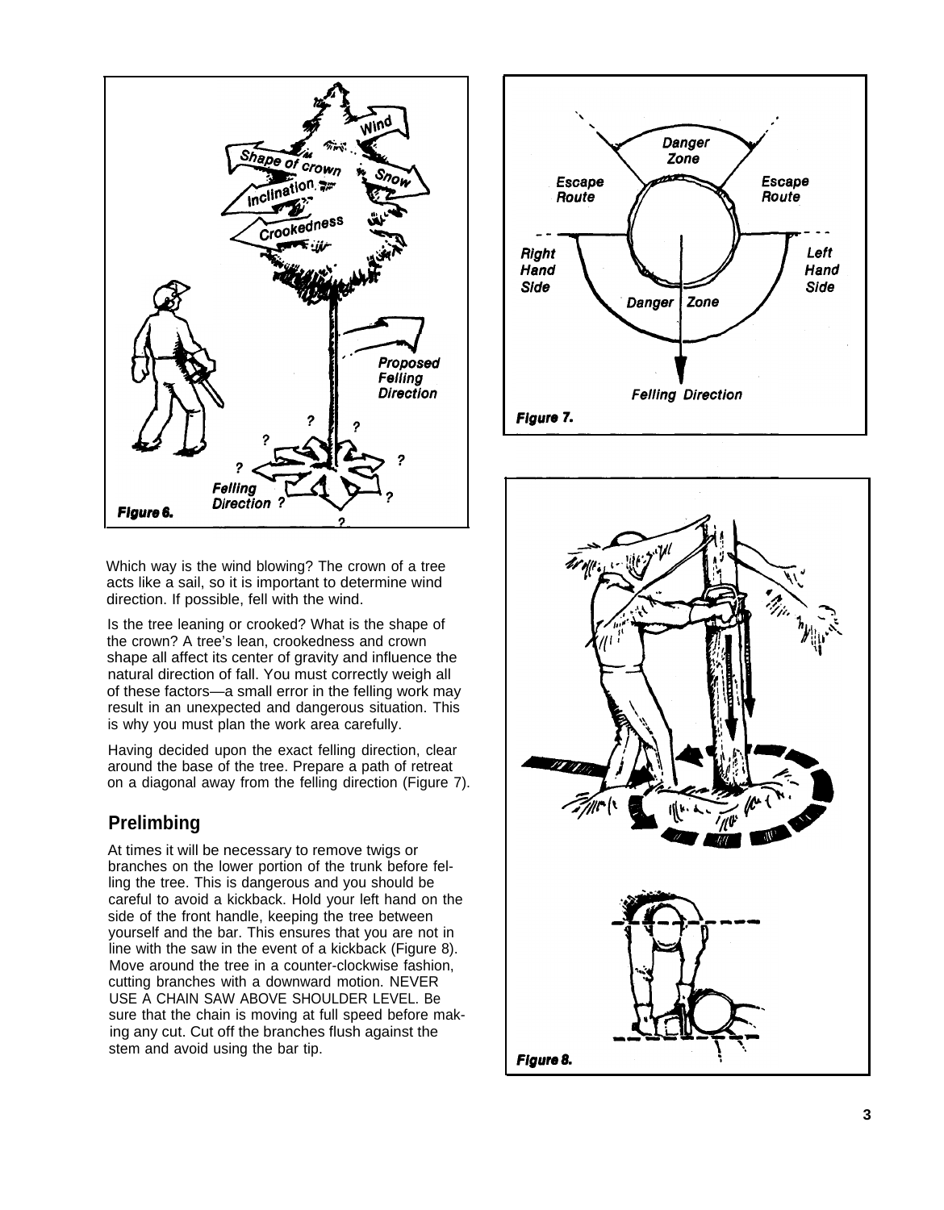Figure 6.

Figure 7.

Figure 8.

Which way is the wind blowing? The crown of a tree acts like a sail, so it is important to determine wind direction. If possible, fell with the wind.

Is the tree leaning or crooked? What is the shape of the crown? A tree's lean, crookedness and crown shape all affect its center of gravity and influence the natural direction of fall. You must correctly weigh all of these factors—a small error in the felling work may result in an unexpected and dangerous situation. This is why you must plan the work area carefully.

Having decided upon the exact felling direction, clear around the base of the tree. Prepare a path of retreat on a diagonal away from the felling direction (Figure 7).

## Prelimbing

At times it will be necessary to remove twigs or branches on the lower portion of the trunk before felling the tree. This is dangerous and you should be careful to avoid a kickback. Hold your left hand on the side of the front handle, keeping the tree between yourself and the bar. This ensures that you are not in line with the saw in the event of a kickback (Figure 8). Move around the tree in a counter-clockwise fashion, cutting branches with a downward motion. NEVER USE A CHAIN SAW ABOVE SHOULDER LEVEL. Be sure that the chain is moving at full speed before making any cut. Cut off the branches flush against the stem and avoid using the bar tip.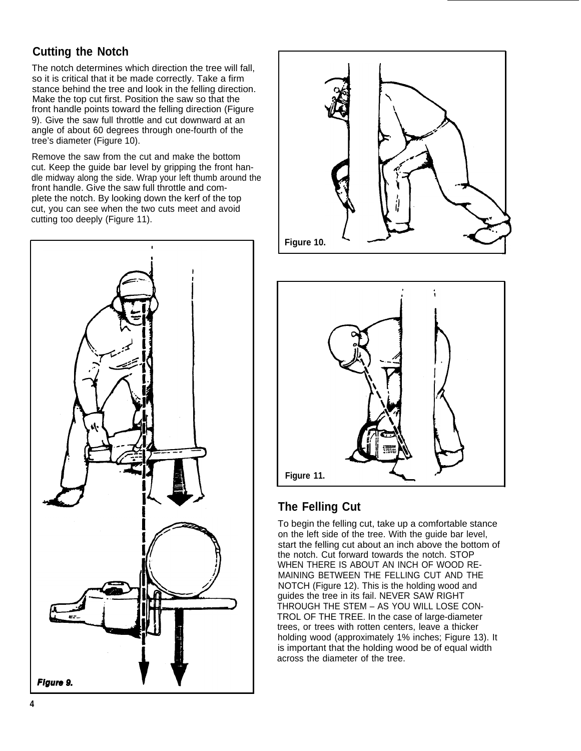## Cutting the Notch

The notch determines which direction the tree will fall, so it is critical that it be made correctly. Take a firm stance behind the tree and look in the felling direction. Make the top cut first. Position the saw so that the front handle points toward the felling direction (Figure 9). Give the saw full throttle and cut downward at an angle of about 60 degrees through one-fourth of the tree's diameter (Figure 10).

Remove the saw from the cut and make the bottom cut. Keep the guide bar level by gripping the front handle midway along the side. Wrap your left thumb around the front handle. Give the saw full throttle and complete the notch. By looking down the kerf of the top cut, you can see when the two cuts meet and avoid cutting too deeply (Figure 11).

Figure 9.

Figure 10.

Figure 11.

## The Felling Cut

To begin the felling cut, take up a comfortable stance on the left side of the tree. With the guide bar level, start the felling cut about an inch above the bottom of the notch. Cut forward towards the notch. STOP WHEN THERE IS ABOUT AN INCH OF WOOD REMAINING BETWEEN THE FELLING CUT AND THE NOTCH (Figure 12). This is the holding wood and guides the tree in its fail. NEVER SAW RIGHT THROUGH THE STEM – AS YOU WILL LOSE CONTROL OF THE TREE. In the case of large-diameter trees, or trees with rotten centers, leave a thicker holding wood (approximately 1% inches; Figure 13). It is important that the holding wood be of equal width across the diameter of the tree.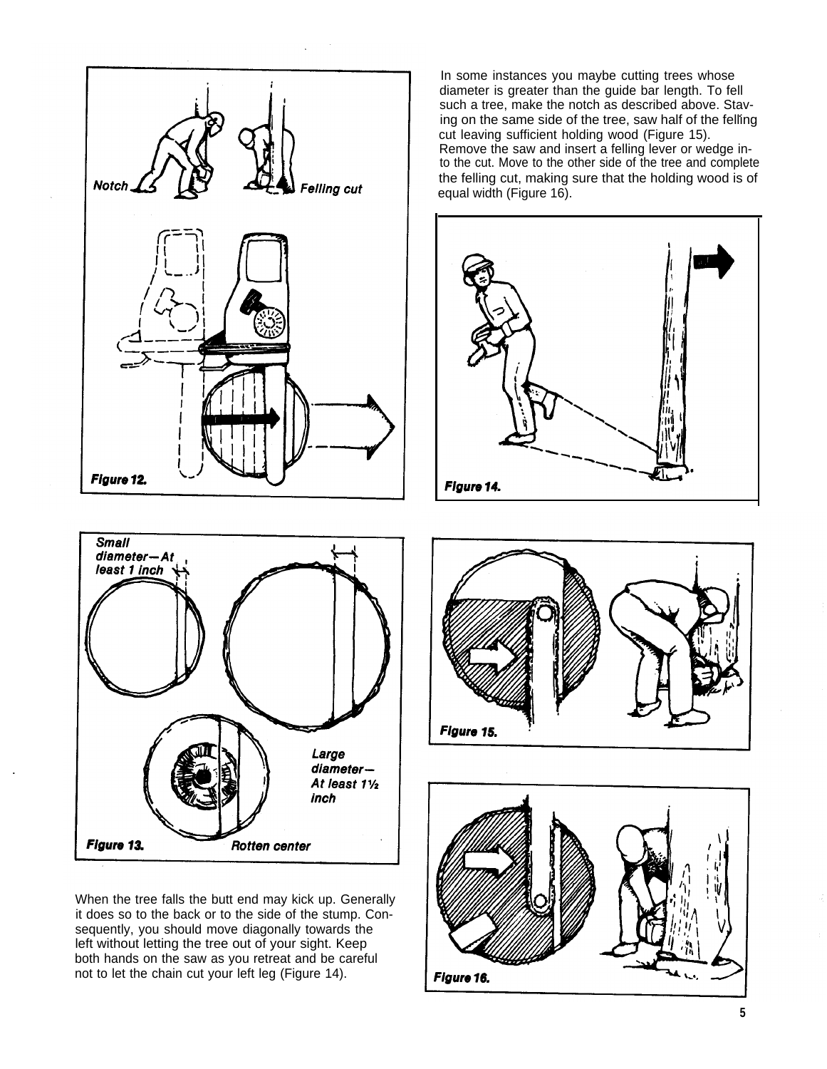In some instances you maybe cutting trees whose diameter is greater than the guide bar length. To fell such a tree, make the notch as described above. Staying on the same side of the tree, saw half of the felling cut leaving sufficient holding wood (Figure 15). Remove the saw and insert a felling lever or wedge into the cut. Move to the other side of the tree and complete the felling cut, making sure that the holding wood is of equal width (Figure 16).

Notch

Felling cut

**Figure 12.**

Small diameter—At least 1 inch

Large diameter—At least 1½ inch

Rotten center

**Figure 13.**

**Figure 14.**

**Figure 15.**

**Figure 16.**

When the tree falls the butt end may kick up. Generally it does so to the back or to the side of the stump. Consequently, you should move diagonally towards the left without letting the tree out of your sight. Keep both hands on the saw as you retreat and be careful not to let the chain cut your left leg (Figure 14).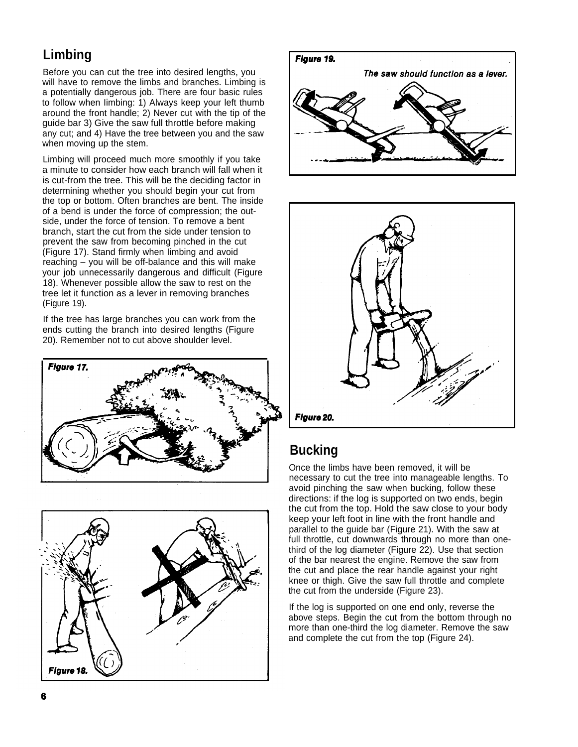## Limbing

Before you can cut the tree into desired lengths, you will have to remove the limbs and branches. Limbing is a potentially dangerous job. There are four basic rules to follow when limbing: 1) Always keep your left thumb around the front handle; 2) Never cut with the tip of the guide bar 3) Give the saw full throttle before making any cut; and 4) Have the tree between you and the saw when moving up the stem.

Limbing will proceed much more smoothly if you take a minute to consider how each branch will fall when it is cut-from the tree. This will be the deciding factor in determining whether you should begin your cut from the top or bottom. Often branches are bent. The inside of a bend is under the force of compression; the outside, under the force of tension. To remove a bent branch, start the cut from the side under tension to prevent the saw from becoming pinched in the cut (Figure 17). Stand firmly when limbing and avoid reaching – you will be off-balance and this will make your job unnecessarily dangerous and difficult (Figure 18). Whenever possible allow the saw to rest on the tree let it function as a lever in removing branches (Figure 19).

If the tree has large branches you can work from the ends cutting the branch into desired lengths (Figure 20). Remember not to cut above shoulder level.

**Figure 17.**

**Figure 18.**

**Figure 19.** *The saw should function as a lever.*

**Figure 20.**

## Bucking

Once the limbs have been removed, it will be necessary to cut the tree into manageable lengths. To avoid pinching the saw when bucking, follow these directions: if the log is supported on two ends, begin the cut from the top. Hold the saw close to your body keep your left foot in line with the front handle and parallel to the guide bar (Figure 21). With the saw at full throttle, cut downwards through no more than one-third of the log diameter (Figure 22). Use that section of the bar nearest the engine. Remove the saw from the cut and place the rear handle against your right knee or thigh. Give the saw full throttle and complete the cut from the underside (Figure 23).

If the log is supported on one end only, reverse the above steps. Begin the cut from the bottom through no more than one-third the log diameter. Remove the saw and complete the cut from the top (Figure 24).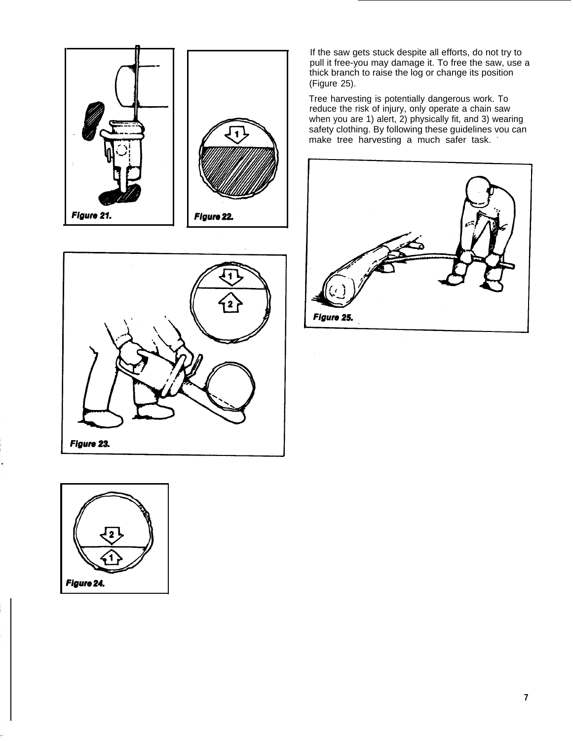Figure 21.

Figure 22.

Figure 23.

Figure 24.

If the saw gets stuck despite all efforts, do not try to pull it free-you may damage it. To free the saw, use a thick branch to raise the log or change its position (Figure 25).

Tree harvesting is potentially dangerous work. To reduce the risk of injury, only operate a chain saw when you are 1) alert, 2) physically fit, and 3) wearing safety clothing. By following these guidelines you can make tree harvesting a much safer task.

Figure 25.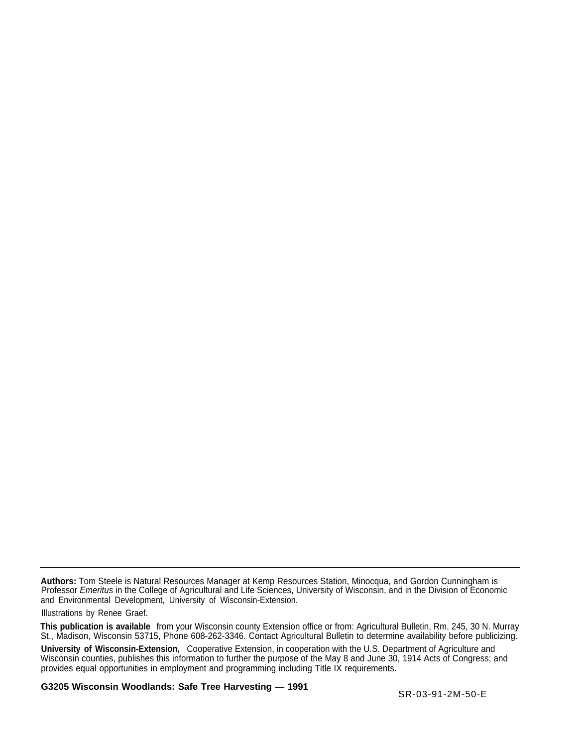---

**Authors:** Tom Steele is Natural Resources Manager at Kemp Resources Station, Minocqua, and Gordon Cunningham is Professor *Emeritus* in the College of Agricultural and Life Sciences, University of Wisconsin, and in the Division of Economic and Environmental Development, University of Wisconsin-Extension.

Illustrations by Renee Graef.

**This publication is available** from your Wisconsin county Extension office or from: Agricultural Bulletin, Rm. 245, 30 N. Murray St., Madison, Wisconsin 53715, Phone 608-262-3346. Contact Agricultural Bulletin to determine availability before publicizing.

**University of Wisconsin-Extension,** Cooperative Extension, in cooperation with the U.S. Department of Agriculture and Wisconsin counties, publishes this information to further the purpose of the May 8 and June 30, 1914 Acts of Congress; and provides equal opportunities in employment and programming including Title IX requirements.

**G3205 Wisconsin Woodlands: Safe Tree Harvesting — 1991**

SR-03-91-2M-50-E